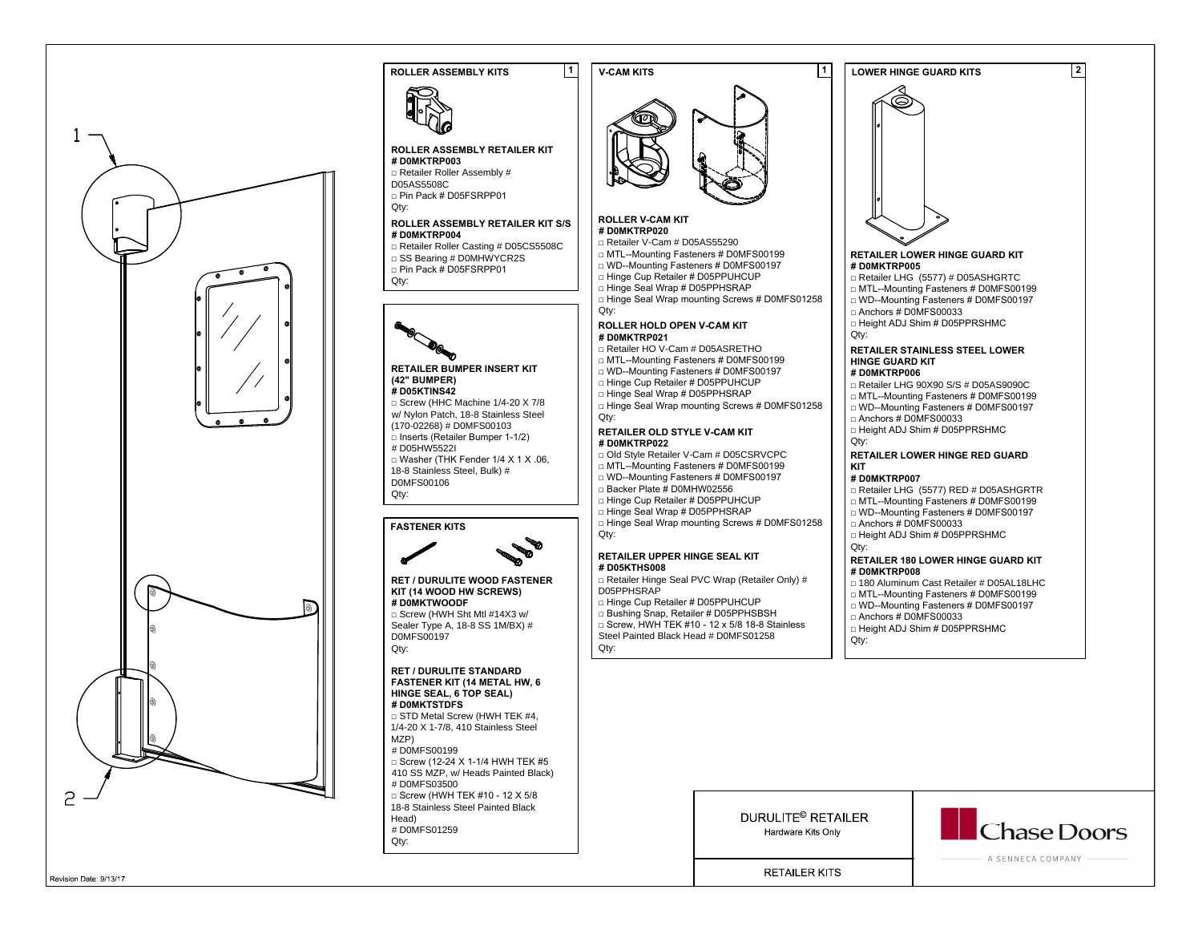1

2

## ROLLER ASSEMBLY KITS

1

**ROLLER ASSEMBLY RETAILER KIT**
**# D0MKTRP003**
□ Retailer Roller Assembly # D05AS5508C
□ Pin Pack # D05FSRPP01
Qty:

**ROLLER ASSEMBLY RETAILER KIT S/S**
**# D0MKTRP004**
□ Retailer Roller Casting # D05CS5508C
□ SS Bearing # D0MHWYCR2S
□ Pin Pack # D05FSRPP01
Qty:

**RETAILER BUMPER INSERT KIT (42" BUMPER)**
**# D05KTINS42**
□ Screw (HHC Machine 1/4-20 X 7/8 w/ Nylon Patch, 18-8 Stainless Steel (170-02268) # D0MFS00103
□ Inserts (Retailer Bumper 1-1/2) # D05HW5522I
□ Washer (THK Fender 1/4 X 1 X .06, 18-8 Stainless Steel, Bulk) # D0MFS00106
Qty:

## FASTENER KITS

**RET / DURULITE WOOD FASTENER KIT (14 WOOD HW SCREWS)**
**# D0MKTWOODF**
□ Screw (HWH Sht Mtl #14X3 w/ Sealer Type A, 18-8 SS 1M/BX) # D0MFS00197
Qty:

**RET / DURULITE STANDARD FASTENER KIT (14 METAL HW, 6 HINGE SEAL, 6 TOP SEAL)**
**# D0MKTSTDFS**
□ STD Metal Screw (HWH TEK #4, 1/4-20 X 1-7/8, 410 Stainless Steel MZP)
# D0MFS00199
□ Screw (12-24 X 1-1/4 HWH TEK #5 410 SS MZP, w/ Heads Painted Black)
# D0MFS03500
□ Screw (HWH TEK #10 - 12 X 5/8 18-8 Stainless Steel Painted Black Head)
# D0MFS01259
Qty:

## V-CAM KITS

1

**ROLLER V-CAM KIT**
**# D0MKTRP020**
□ Retailer V-Cam # D05AS55290
□ MTL--Mounting Fasteners # D0MFS00199
□ WD--Mounting Fasteners # D0MFS00197
□ Hinge Cup Retailer # D05PPUHCUP
□ Hinge Seal Wrap # D05PPHSRAP
□ Hinge Seal Wrap mounting Screws # D0MFS01258
Qty:

**ROLLER HOLD OPEN V-CAM KIT**
**# D0MKTRP021**
□ Retailer HO V-Cam # D05ASRETHO
□ MTL--Mounting Fasteners # D0MFS00199
□ WD--Mounting Fasteners # D0MFS00197
□ Hinge Cup Retailer # D05PPUHCUP
□ Hinge Seal Wrap # D05PPHSRAP
□ Hinge Seal Wrap mounting Screws # D0MFS01258
Qty:

**RETAILER OLD STYLE V-CAM KIT**
**# D0MKTRP022**
□ Old Style Retailer V-Cam # D05CSRVCPC
□ MTL--Mounting Fasteners # D0MFS00199
□ WD--Mounting Fasteners # D0MFS00197
□ Backer Plate # D0MHW02556
□ Hinge Cup Retailer # D05PPUHCUP
□ Hinge Seal Wrap # D05PPHSRAP
□ Hinge Seal Wrap mounting Screws # D0MFS01258
Qty:

**RETAILER UPPER HINGE SEAL KIT**
**# D05KTHS008**
□ Retailer Hinge Seal PVC Wrap (Retailer Only) # D05PPHSRAP
□ Hinge Cup Retailer # D05PPUHCUP
□ Bushing Snap, Retailer # D05PPHSBSH
□ Screw, HWH TEK #10 - 12 x 5/8 18-8 Stainless Steel Painted Black Head # D0MFS01258
Qty:

## LOWER HINGE GUARD KITS

2

**RETAILER LOWER HINGE GUARD KIT**
**# D0MKTRP005**
□ Retailer LHG (5577) # D05ASHGRTC
□ MTL--Mounting Fasteners # D0MFS00199
□ WD--Mounting Fasteners # D0MFS00197
□ Anchors # D0MFS00033
□ Height ADJ Shim # D05PPRSHMC
Qty:

**RETAILER STAINLESS STEEL LOWER HINGE GUARD KIT**
**# D0MKTRP006**
□ Retailer LHG 90X90 S/S # D05AS9090C
□ MTL--Mounting Fasteners # D0MFS00199
□ WD--Mounting Fasteners # D0MFS00197
□ Anchors # D0MFS00033
□ Height ADJ Shim # D05PPRSHMC
Qty:

**RETAILER LOWER HINGE RED GUARD KIT**
**# D0MKTRP007**
□ Retailer LHG (5577) RED # D05ASHGRTR
□ MTL--Mounting Fasteners # D0MFS00199
□ WD--Mounting Fasteners # D0MFS00197
□ Anchors # D0MFS00033
□ Height ADJ Shim # D05PPRSHMC
Qty:

**RETAILER 180 LOWER HINGE GUARD KIT**
**# D0MKTRP008**
□ 180 Aluminum Cast Retailer # D05AL18LHC
□ MTL--Mounting Fasteners # D0MFS00199
□ WD--Mounting Fasteners # D0MFS00197
□ Anchors # D0MFS00033
□ Height ADJ Shim # D05PPRSHMC
Qty:

DURULITE© RETAILER
Hardware Kits Only

RETAILER KITS

Chase Doors
A SENNECA COMPANY

Revision Date: 9/13/17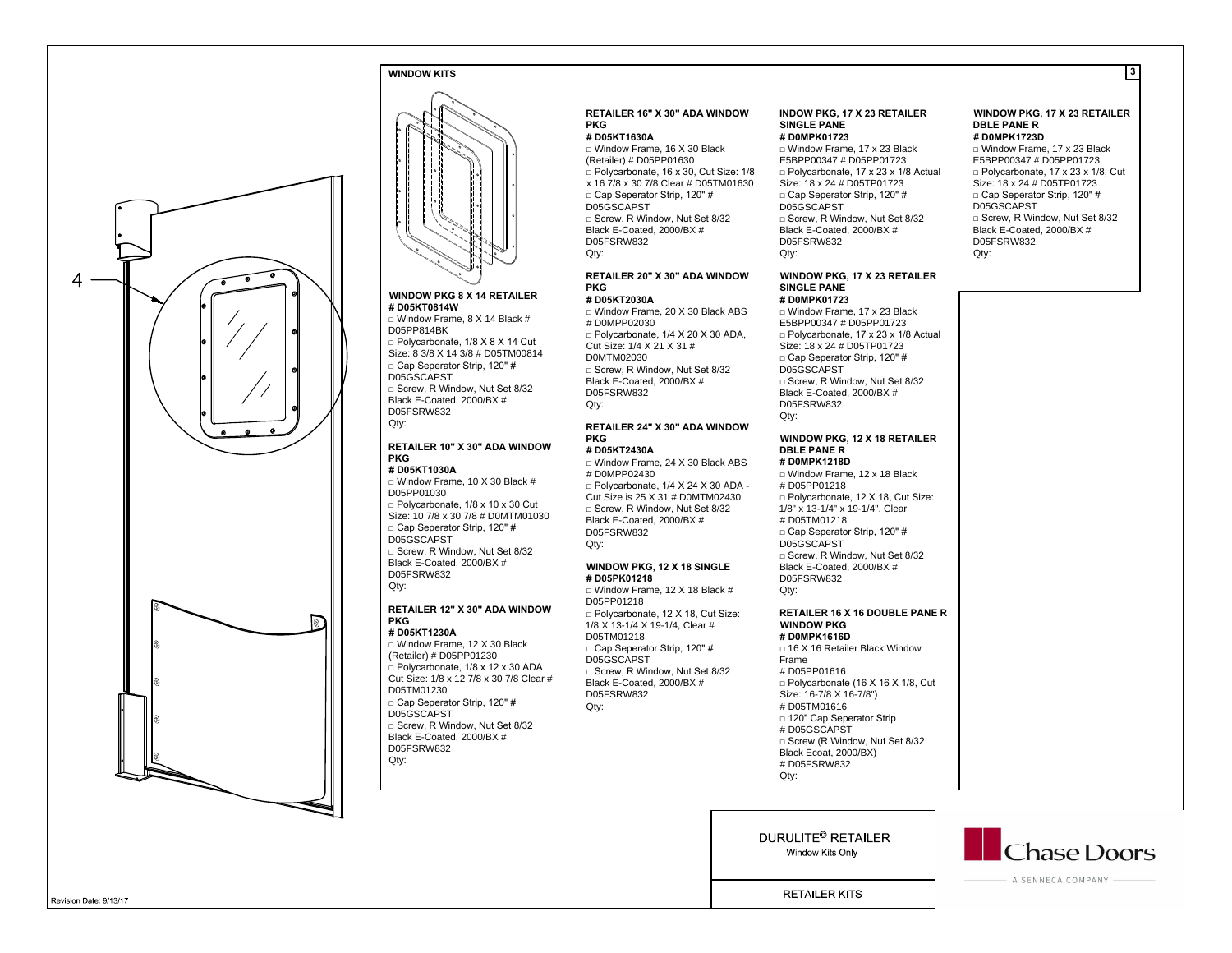## WINDOW KITS

4

### WINDOW PKG 8 X 14 RETAILER
**# D05KT0814W**

- □ Window Frame, 8 X 14 Black # D05PP814BK
- □ Polycarbonate, 1/8 X 8 X 14 Cut Size: 8 3/8 X 14 3/8 # D05TM00814
- □ Cap Seperator Strip, 120" # D05GSCAPST
- □ Screw, R Window, Nut Set 8/32 Black E-Coated, 2000/BX # D05FSRW832

Qty:

### RETAILER 10" X 30" ADA WINDOW PKG
**# D05KT1030A**

- □ Window Frame, 10 X 30 Black # D05PP01030
- □ Polycarbonate, 1/8 x 10 x 30 Cut Size: 10 7/8 x 30 7/8 # D0MTM01030
- □ Cap Seperator Strip, 120" # D05GSCAPST
- □ Screw, R Window, Nut Set 8/32 Black E-Coated, 2000/BX # D05FSRW832

Qty:

### RETAILER 12" X 30" ADA WINDOW PKG
**# D05KT1230A**

- □ Window Frame, 12 X 30 Black (Retailer) # D05PP01230
- □ Polycarbonate, 1/8 x 12 x 30 ADA Cut Size: 1/8 x 12 7/8 x 30 7/8 Clear # D05TM01230
- □ Cap Seperator Strip, 120" # D05GSCAPST
- □ Screw, R Window, Nut Set 8/32 Black E-Coated, 2000/BX # D05FSRW832

Qty:

### RETAILER 16" X 30" ADA WINDOW PKG
**# D05KT1630A**

- □ Window Frame, 16 X 30 Black (Retailer) # D05PP01630
- □ Polycarbonate, 16 x 30, Cut Size: 1/8 x 16 7/8 x 30 7/8 Clear # D05TM01630
- □ Cap Seperator Strip, 120" # D05GSCAPST
- □ Screw, R Window, Nut Set 8/32 Black E-Coated, 2000/BX # D05FSRW832

Qty:

### RETAILER 20" X 30" ADA WINDOW PKG
**# D05KT2030A**

- □ Window Frame, 20 X 30 Black ABS # D0MPP02030
- □ Polycarbonate, 1/4 X 20 X 30 ADA, Cut Size: 1/4 X 21 X 31 # D0MTM02030
- □ Screw, R Window, Nut Set 8/32 Black E-Coated, 2000/BX # D05FSRW832

Qty:

### RETAILER 24" X 30" ADA WINDOW PKG
**# D05KT2430A**

- □ Window Frame, 24 X 30 Black ABS # D0MPP02430
- □ Polycarbonate, 1/4 X 24 X 30 ADA - Cut Size is 25 X 31 # D0MTM02430
- □ Screw, R Window, Nut Set 8/32 Black E-Coated, 2000/BX # D05FSRW832

Qty:

### WINDOW PKG, 12 X 18 SINGLE
**# D05PK01218**

- □ Window Frame, 12 X 18 Black # D05PP01218
- □ Polycarbonate, 12 X 18, Cut Size: 1/8 X 13-1/4 X 19-1/4, Clear # D05TM01218
- □ Cap Seperator Strip, 120" # D05GSCAPST
- □ Screw, R Window, Nut Set 8/32 Black E-Coated, 2000/BX # D05FSRW832

Qty:

### INDOW PKG, 17 X 23 RETAILER SINGLE PANE
**# D0MPK01723**

- □ Window Frame, 17 x 23 Black E5BPP00347 # D05PP01723
- □ Polycarbonate, 17 x 23 x 1/8 Actual Size: 18 x 24 # D05TP01723
- □ Cap Seperator Strip, 120" # D05GSCAPST
- □ Screw, R Window, Nut Set 8/32 Black E-Coated, 2000/BX # D05FSRW832

Qty:

### WINDOW PKG, 17 X 23 RETAILER SINGLE PANE
**# D0MPK01723**

- □ Window Frame, 17 x 23 Black E5BPP00347 # D05PP01723
- □ Polycarbonate, 17 x 23 x 1/8 Actual Size: 18 x 24 # D05TP01723
- □ Cap Seperator Strip, 120" # D05GSCAPST
- □ Screw, R Window, Nut Set 8/32 Black E-Coated, 2000/BX # D05FSRW832

Qty:

### WINDOW PKG, 12 X 18 RETAILER DBLE PANE R
**# D0MPK1218D**

- □ Window Frame, 12 x 18 Black # D05PP01218
- □ Polycarbonate, 12 X 18, Cut Size: 1/8" x 13-1/4" x 19-1/4", Clear # D05TM01218
- □ Cap Seperator Strip, 120" # D05GSCAPST
- □ Screw, R Window, Nut Set 8/32 Black E-Coated, 2000/BX # D05FSRW832

Qty:

### RETAILER 16 X 16 DOUBLE PANE R WINDOW PKG
**# D0MPK1616D**

- □ 16 X 16 Retailer Black Window Frame # D05PP01616
- □ Polycarbonate (16 X 16 X 1/8, Cut Size: 16-7/8 X 16-7/8") # D05TM01616
- □ 120" Cap Seperator Strip # D05GSCAPST
- □ Screw (R Window, Nut Set 8/32 Black Ecoat, 2000/BX) # D05FSRW832

Qty:

### WINDOW PKG, 17 X 23 RETAILER DBLE PANE R
**# D0MPK1723D**

- □ Window Frame, 17 x 23 Black E5BPP00347 # D05PP01723
- □ Polycarbonate, 17 x 23 x 1/8, Cut Size: 18 x 24 # D05TP01723
- □ Cap Seperator Strip, 120" # D05GSCAPST
- □ Screw, R Window, Nut Set 8/32 Black E-Coated, 2000/BX # D05FSRW832

Qty:

DURULITE© RETAILER
Window Kits Only

RETAILER KITS

Chase Doors
A SENNECA COMPANY

Revision Date: 9/13/17